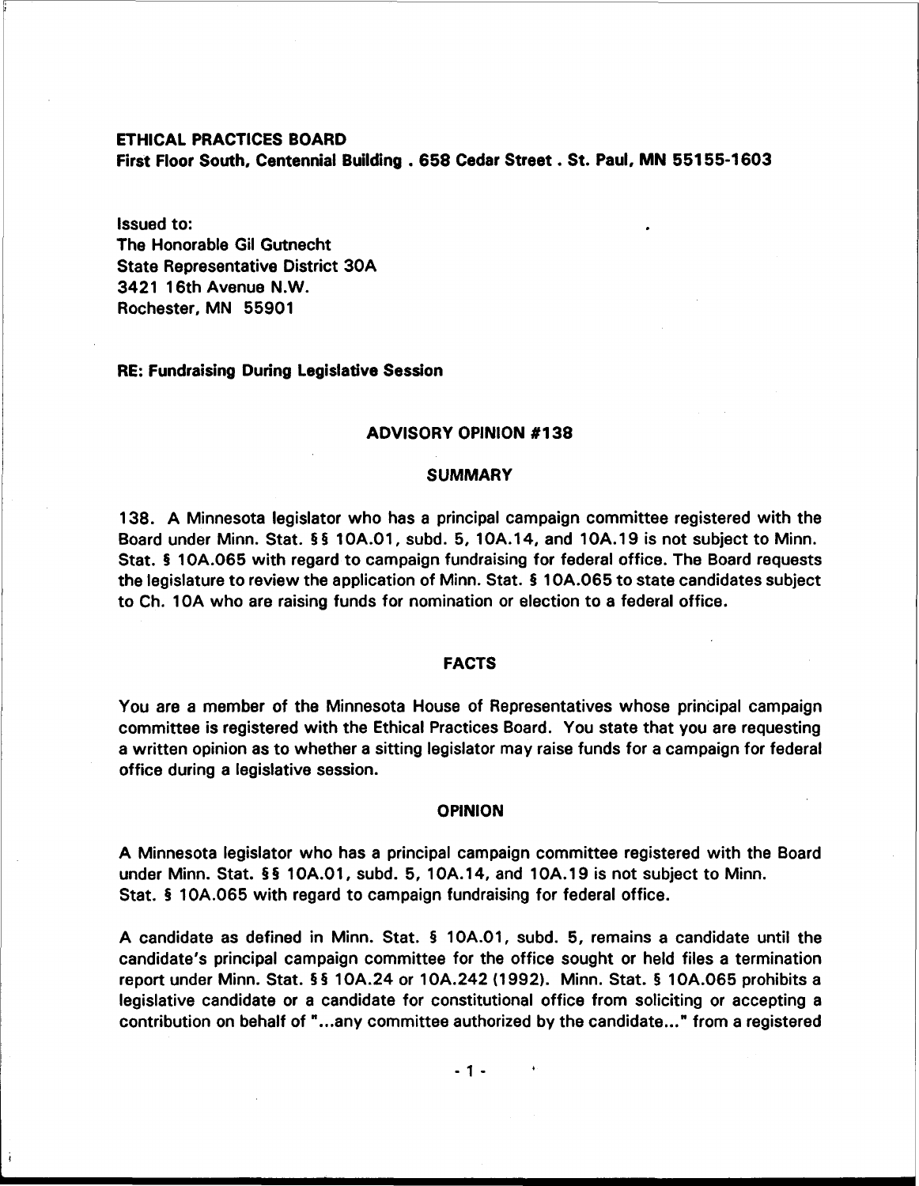**ETHICAL PRACTICES BOARD**
**First Floor South, Centennial Building . 658 Cedar Street . St. Paul, MN 55155-1603**

Issued to:
The Honorable Gil Gutnecht
State Representative District 30A
3421 16th Avenue N.W.
Rochester, MN 55901

**RE: Fundraising During Legislative Session**

## ADVISORY OPINION #138

## SUMMARY

138. A Minnesota legislator who has a principal campaign committee registered with the Board under Minn. Stat. §§ 10A.01, subd. 5, 10A.14, and 10A.19 is not subject to Minn. Stat. § 10A.065 with regard to campaign fundraising for federal office. The Board requests the legislature to review the application of Minn. Stat. § 10A.065 to state candidates subject to Ch. 10A who are raising funds for nomination or election to a federal office.

## FACTS

You are a member of the Minnesota House of Representatives whose principal campaign committee is registered with the Ethical Practices Board. You state that you are requesting a written opinion as to whether a sitting legislator may raise funds for a campaign for federal office during a legislative session.

## OPINION

A Minnesota legislator who has a principal campaign committee registered with the Board under Minn. Stat. §§ 10A.01, subd. 5, 10A.14, and 10A.19 is not subject to Minn. Stat. § 10A.065 with regard to campaign fundraising for federal office.

A candidate as defined in Minn. Stat. § 10A.01, subd. 5, remains a candidate until the candidate's principal campaign committee for the office sought or held files a termination report under Minn. Stat. §§ 10A.24 or 10A.242 (1992). Minn. Stat. § 10A.065 prohibits a legislative candidate or a candidate for constitutional office from soliciting or accepting a contribution on behalf of "...any committee authorized by the candidate..." from a registered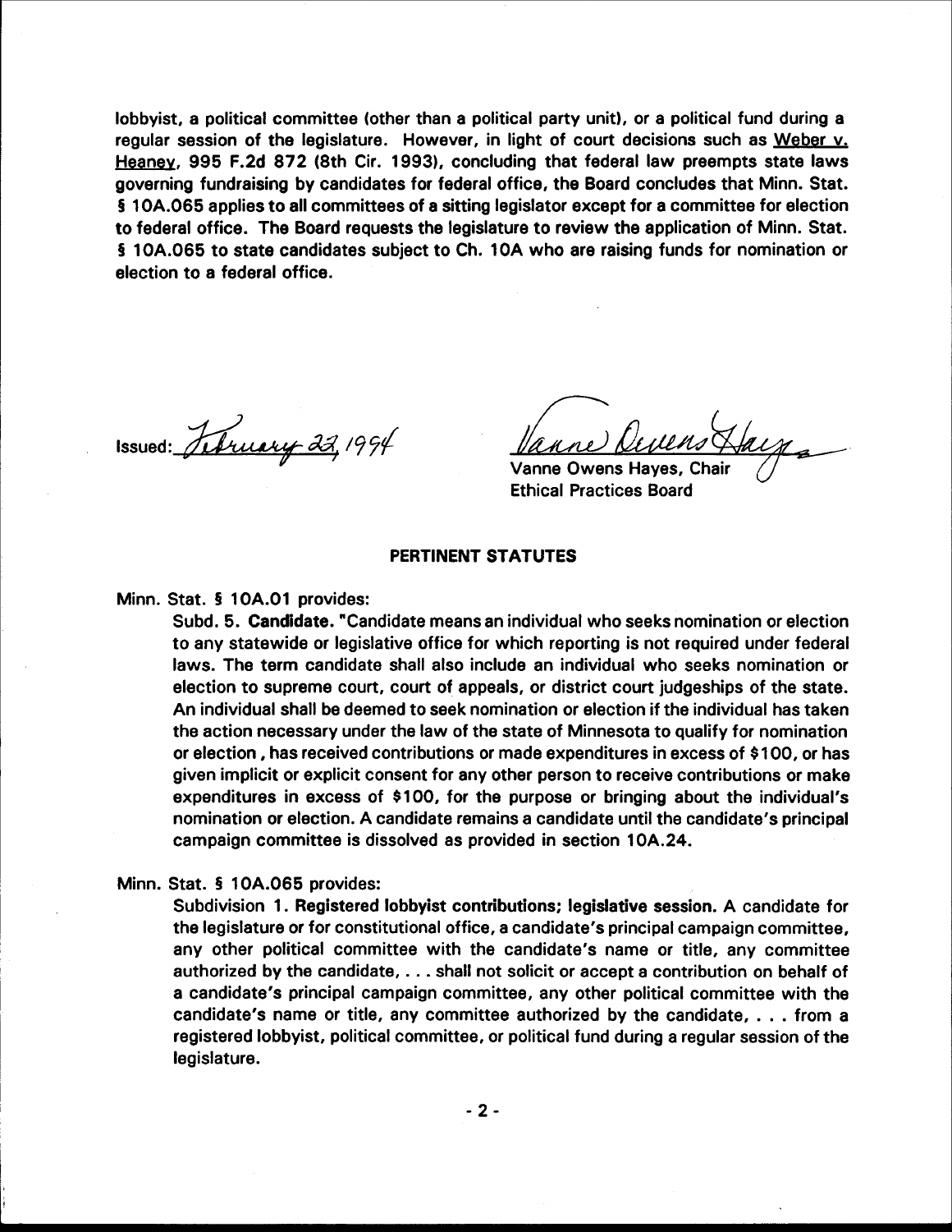lobbyist, a political committee (other than a political party unit), or a political fund during a regular session of the legislature. However, in light of court decisions such as Weber v. Heaney, 995 F.2d 872 (8th Cir. 1993), concluding that federal law preempts state laws governing fundraising by candidates for federal office, the Board concludes that Minn. Stat. § 10A.065 applies to all committees of a sitting legislator except for a committee for election to federal office. The Board requests the legislature to review the application of Minn. Stat. § 10A.065 to state candidates subject to Ch. 10A who are raising funds for nomination or election to a federal office.

Issued: February 22, 1994

Vanne Owens Hayes, Chair
Ethical Practices Board

## PERTINENT STATUTES

Minn. Stat. § 10A.01 provides:

Subd. 5. **Candidate.** "Candidate means an individual who seeks nomination or election to any statewide or legislative office for which reporting is not required under federal laws. The term candidate shall also include an individual who seeks nomination or election to supreme court, court of appeals, or district court judgeships of the state. An individual shall be deemed to seek nomination or election if the individual has taken the action necessary under the law of the state of Minnesota to qualify for nomination or election , has received contributions or made expenditures in excess of $100, or has given implicit or explicit consent for any other person to receive contributions or make expenditures in excess of $100, for the purpose or bringing about the individual's nomination or election. A candidate remains a candidate until the candidate's principal campaign committee is dissolved as provided in section 10A.24.

Minn. Stat. § 10A.065 provides:

Subdivision 1. **Registered lobbyist contributions; legislative session.** A candidate for the legislature or for constitutional office, a candidate's principal campaign committee, any other political committee with the candidate's name or title, any committee authorized by the candidate, . . . shall not solicit or accept a contribution on behalf of a candidate's principal campaign committee, any other political committee with the candidate's name or title, any committee authorized by the candidate, . . . from a registered lobbyist, political committee, or political fund during a regular session of the legislature.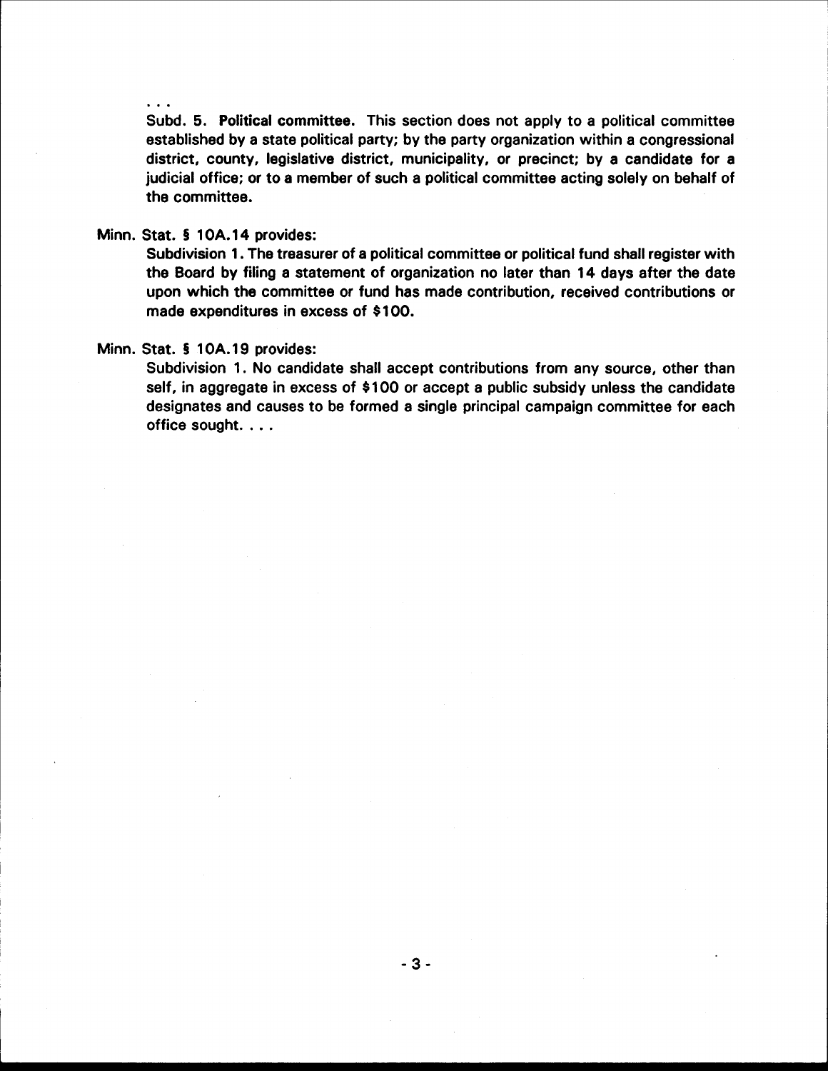. . .

Subd. 5. **Political committee.** This section does not apply to a political committee established by a state political party; by the party organization within a congressional district, county, legislative district, municipality, or precinct; by a candidate for a judicial office; or to a member of such a political committee acting solely on behalf of the committee.

Minn. Stat. § 10A.14 provides:

Subdivision 1. The treasurer of a political committee or political fund shall register with the Board by filing a statement of organization no later than 14 days after the date upon which the committee or fund has made contribution, received contributions or made expenditures in excess of $100.

Minn. Stat. § 10A.19 provides:

Subdivision 1. No candidate shall accept contributions from any source, other than self, in aggregate in excess of $100 or accept a public subsidy unless the candidate designates and causes to be formed a single principal campaign committee for each office sought. . . .